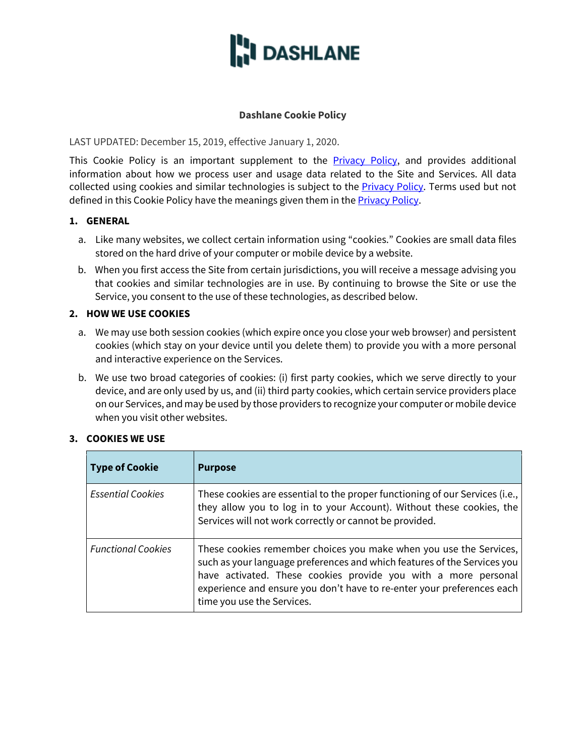DASHLANE

# Dashlane Cookie Policy

LAST UPDATED: December 15, 2019, effective January 1, 2020.

This Cookie Policy is an important supplement to the [Privacy Policy](), and provides additional information about how we process user and usage data related to the Site and Services. All data collected using cookies and similar technologies is subject to the [Privacy Policy](). Terms used but not defined in this Cookie Policy have the meanings given them in the [Privacy Policy]().

## 1. GENERAL

a. Like many websites, we collect certain information using "cookies." Cookies are small data files stored on the hard drive of your computer or mobile device by a website.

b. When you first access the Site from certain jurisdictions, you will receive a message advising you that cookies and similar technologies are in use. By continuing to browse the Site or use the Service, you consent to the use of these technologies, as described below.

## 2. HOW WE USE COOKIES

a. We may use both session cookies (which expire once you close your web browser) and persistent cookies (which stay on your device until you delete them) to provide you with a more personal and interactive experience on the Services.

b. We use two broad categories of cookies: (i) first party cookies, which we serve directly to your device, and are only used by us, and (ii) third party cookies, which certain service providers place on our Services, and may be used by those providers to recognize your computer or mobile device when you visit other websites.

## 3. COOKIES WE USE

| Type of Cookie | Purpose |
|---|---|
| *Essential Cookies* | These cookies are essential to the proper functioning of our Services (i.e., they allow you to log in to your Account). Without these cookies, the Services will not work correctly or cannot be provided. |
| *Functional Cookies* | These cookies remember choices you make when you use the Services, such as your language preferences and which features of the Services you have activated. These cookies provide you with a more personal experience and ensure you don't have to re-enter your preferences each time you use the Services. |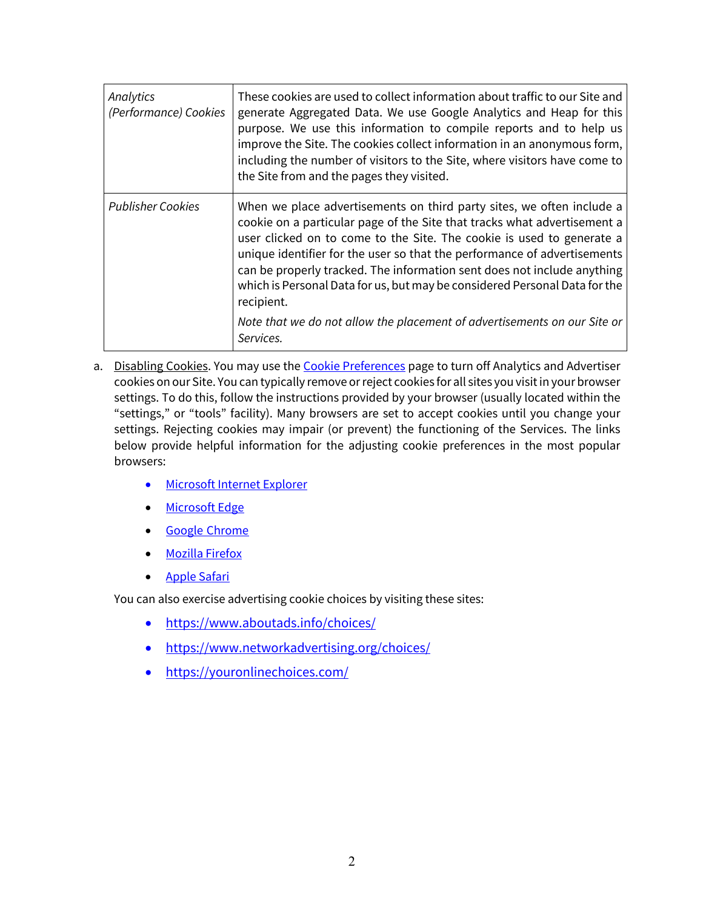| | |
|---|---|
| *Analytics (Performance) Cookies* | These cookies are used to collect information about traffic to our Site and generate Aggregated Data. We use Google Analytics and Heap for this purpose. We use this information to compile reports and to help us improve the Site. The cookies collect information in an anonymous form, including the number of visitors to the Site, where visitors have come to the Site from and the pages they visited. |
| *Publisher Cookies* | When we place advertisements on third party sites, we often include a cookie on a particular page of the Site that tracks what advertisement a user clicked on to come to the Site. The cookie is used to generate a unique identifier for the user so that the performance of advertisements can be properly tracked. The information sent does not include anything which is Personal Data for us, but may be considered Personal Data for the recipient. *Note that we do not allow the placement of advertisements on our Site or Services.* |

a. Disabling Cookies. You may use the Cookie Preferences page to turn off Analytics and Advertiser cookies on our Site. You can typically remove or reject cookies for all sites you visit in your browser settings. To do this, follow the instructions provided by your browser (usually located within the “settings,” or “tools” facility). Many browsers are set to accept cookies until you change your settings. Rejecting cookies may impair (or prevent) the functioning of the Services. The links below provide helpful information for the adjusting cookie preferences in the most popular browsers:

- Microsoft Internet Explorer
- Microsoft Edge
- Google Chrome
- Mozilla Firefox
- Apple Safari

You can also exercise advertising cookie choices by visiting these sites:

- https://www.aboutads.info/choices/
- https://www.networkadvertising.org/choices/
- https://youronlinechoices.com/